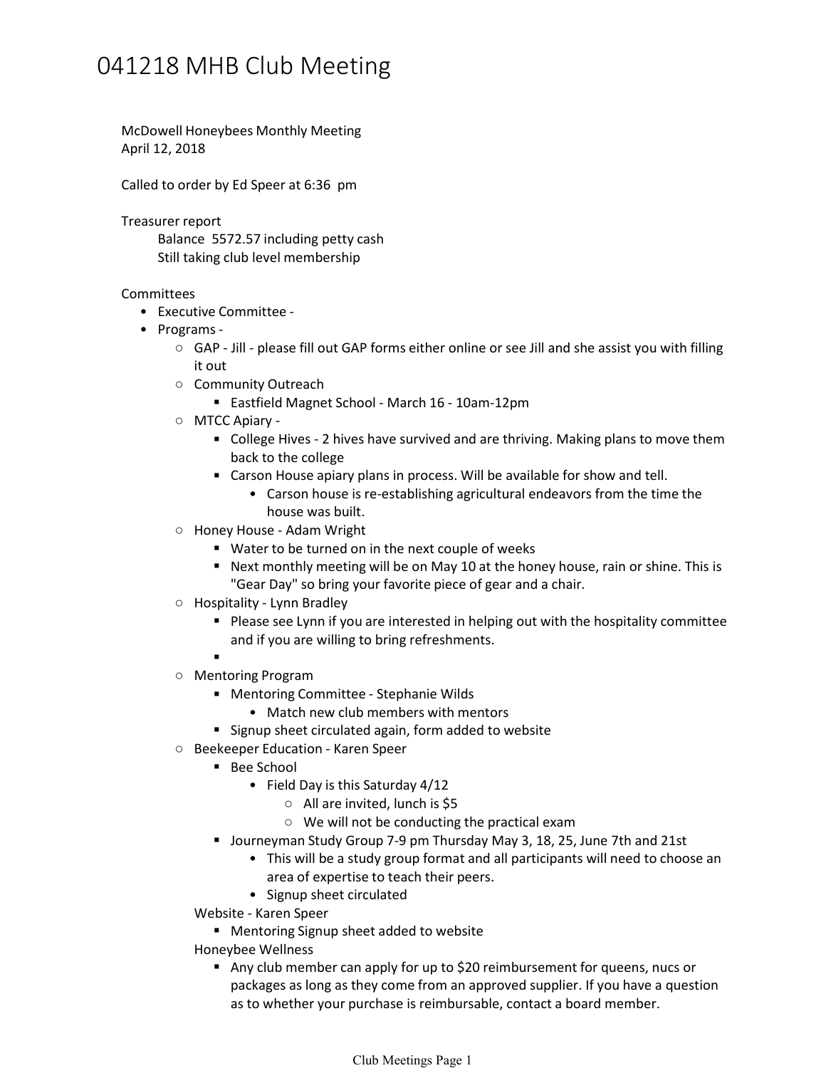# 041218 MHB Club Meeting

McDowell Honeybees Monthly Meeting
April 12, 2018

Called to order by Ed Speer at 6:36 pm

Treasurer report

- Balance 5572.57 including petty cash
- Still taking club level membership

Committees

- Executive Committee -
- Programs -
    - GAP - Jill - please fill out GAP forms either online or see Jill and she assist you with filling it out
    - Community Outreach
        - Eastfield Magnet School - March 16 - 10am-12pm
    - MTCC Apiary -
        - College Hives - 2 hives have survived and are thriving. Making plans to move them back to the college
        - Carson House apiary plans in process. Will be available for show and tell.
            - Carson house is re-establishing agricultural endeavors from the time the house was built.
    - Honey House - Adam Wright
        - Water to be turned on in the next couple of weeks
        - Next monthly meeting will be on May 10 at the honey house, rain or shine. This is "Gear Day" so bring your favorite piece of gear and a chair.
    - Hospitality - Lynn Bradley
        - Please see Lynn if you are interested in helping out with the hospitality committee and if you are willing to bring refreshments.
        -
    - Mentoring Program
        - Mentoring Committee - Stephanie Wilds
            - Match new club members with mentors
        - Signup sheet circulated again, form added to website
    - Beekeeper Education - Karen Speer
        - Bee School
            - Field Day is this Saturday 4/12
                - All are invited, lunch is $5
                - We will not be conducting the practical exam
        - Journeyman Study Group 7-9 pm Thursday May 3, 18, 25, June 7th and 21st
            - This will be a study group format and all participants will need to choose an area of expertise to teach their peers.
            - Signup sheet circulated

    Website - Karen Speer
        - Mentoring Signup sheet added to website

    Honeybee Wellness
        - Any club member can apply for up to $20 reimbursement for queens, nucs or packages as long as they come from an approved supplier. If you have a question as to whether your purchase is reimbursable, contact a board member.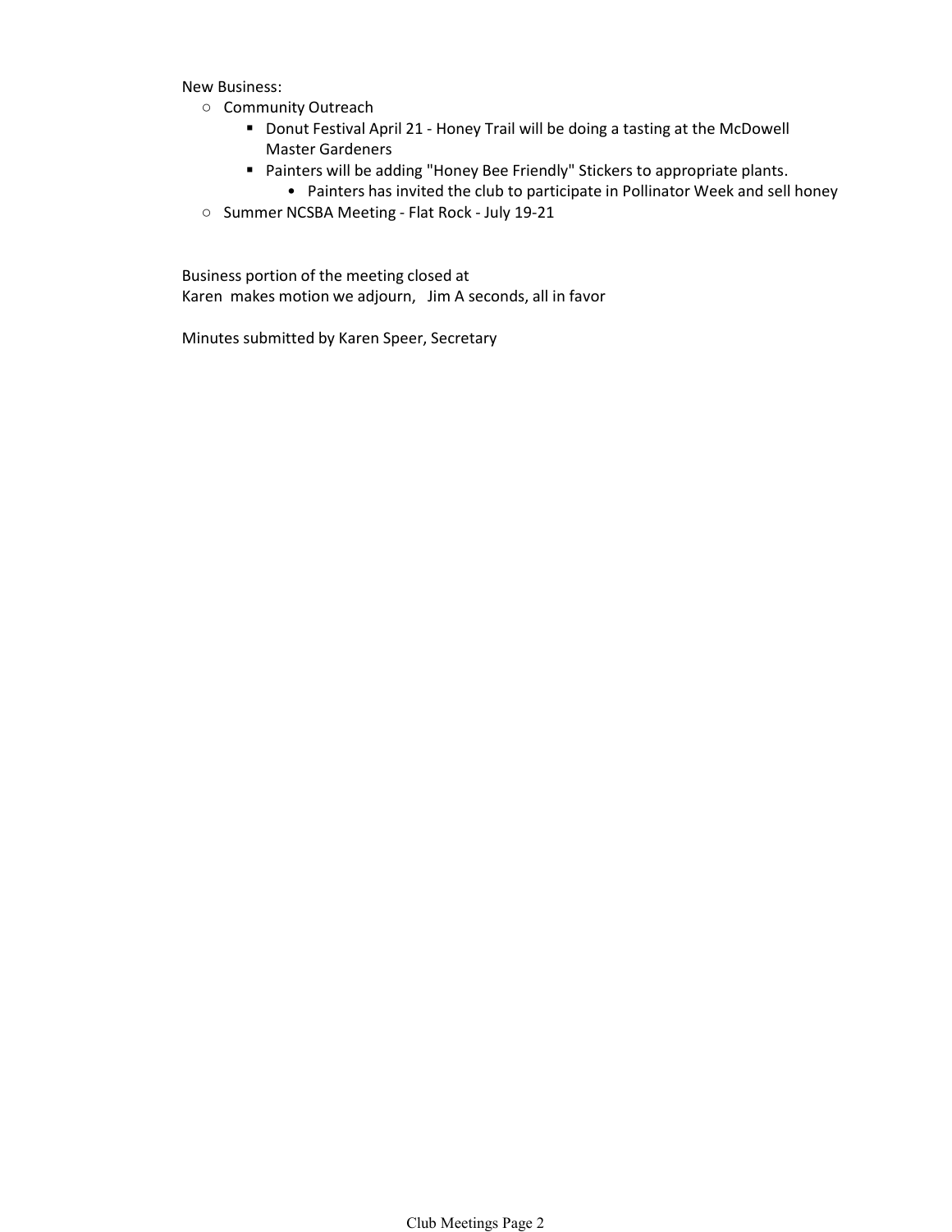New Business:

- Community Outreach
  - Donut Festival April 21 - Honey Trail will be doing a tasting at the McDowell Master Gardeners
  - Painters will be adding "Honey Bee Friendly" Stickers to appropriate plants.
    - Painters has invited the club to participate in Pollinator Week and sell honey
- Summer NCSBA Meeting - Flat Rock - July 19-21

Business portion of the meeting closed at
Karen makes motion we adjourn, Jim A seconds, all in favor

Minutes submitted by Karen Speer, Secretary